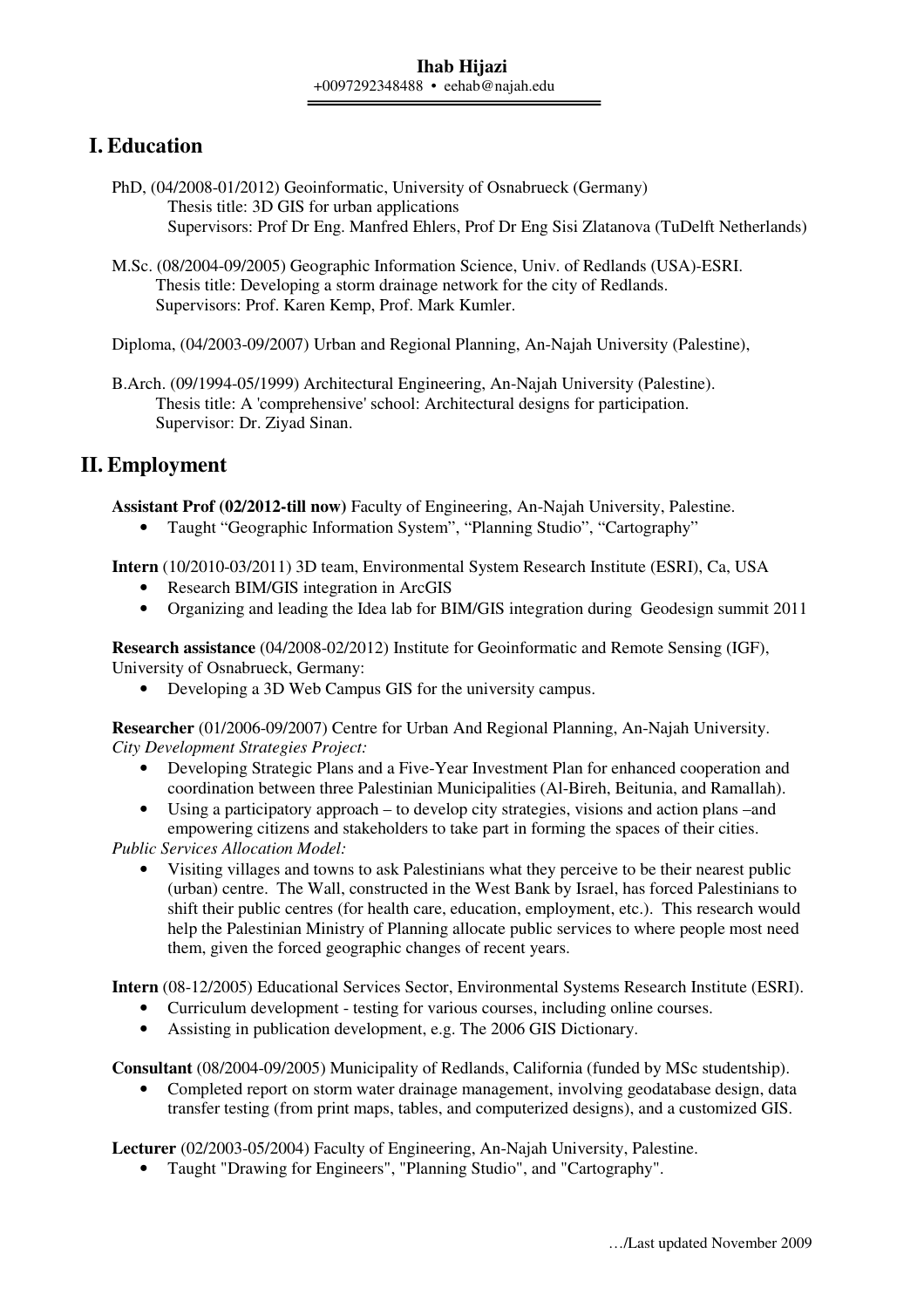**Ihab Hijazi**

+0097292348488 • eehab@najah.edu

## I. Education

PHD, (04/2008-01/2012) Geoinformatic, University of Osnabrueck (Germany)
Thesis title: 3D GIS for urban applications
Supervisors: Prof Dr Eng. Manfred Ehlers, Prof Dr Eng Sisi Zlatanova (TuDelft Netherlands)

M.Sc. (08/2004-09/2005) Geographic Information Science, Univ. of Redlands (USA)-ESRI.
Thesis title: Developing a storm drainage network for the city of Redlands.
Supervisors: Prof. Karen Kemp, Prof. Mark Kumler.

Diploma, (04/2003-09/2007) Urban and Regional Planning, An-Najah University (Palestine),

B.Arch. (09/1994-05/1999) Architectural Engineering, An-Najah University (Palestine).
Thesis title: A 'comprehensive' school: Architectural designs for participation.
Supervisor: Dr. Ziyad Sinan.

## II. Employment

**Assistant Prof (02/2012-till now)** Faculty of Engineering, An-Najah University, Palestine.

- Taught "Geographic Information System", "Planning Studio", "Cartography"

**Intern** (10/2010-03/2011) 3D team, Environmental System Research Institute (ESRI), Ca, USA

- Research BIM/GIS integration in ArcGIS
- Organizing and leading the Idea lab for BIM/GIS integration during Geodesign summit 2011

**Research assistance** (04/2008-02/2012) Institute for Geoinformatic and Remote Sensing (IGF), University of Osnabrueck, Germany:

- Developing a 3D Web Campus GIS for the university campus.

**Researcher** (01/2006-09/2007) Centre for Urban And Regional Planning, An-Najah University.
*City Development Strategies Project:*

- Developing Strategic Plans and a Five-Year Investment Plan for enhanced cooperation and coordination between three Palestinian Municipalities (Al-Bireh, Beitunia, and Ramallah).
- Using a participatory approach – to develop city strategies, visions and action plans –and empowering citizens and stakeholders to take part in forming the spaces of their cities.

*Public Services Allocation Model:*

- Visiting villages and towns to ask Palestinians what they perceive to be their nearest public (urban) centre. The Wall, constructed in the West Bank by Israel, has forced Palestinians to shift their public centres (for health care, education, employment, etc.). This research would help the Palestinian Ministry of Planning allocate public services to where people most need them, given the forced geographic changes of recent years.

**Intern** (08-12/2005) Educational Services Sector, Environmental Systems Research Institute (ESRI).

- Curriculum development - testing for various courses, including online courses.
- Assisting in publication development, e.g. The 2006 GIS Dictionary.

**Consultant** (08/2004-09/2005) Municipality of Redlands, California (funded by MSc studentship).

- Completed report on storm water drainage management, involving geodatabase design, data transfer testing (from print maps, tables, and computerized designs), and a customized GIS.

**Lecturer** (02/2003-05/2004) Faculty of Engineering, An-Najah University, Palestine.

- Taught "Drawing for Engineers", "Planning Studio", and "Cartography".

…/Last updated November 2009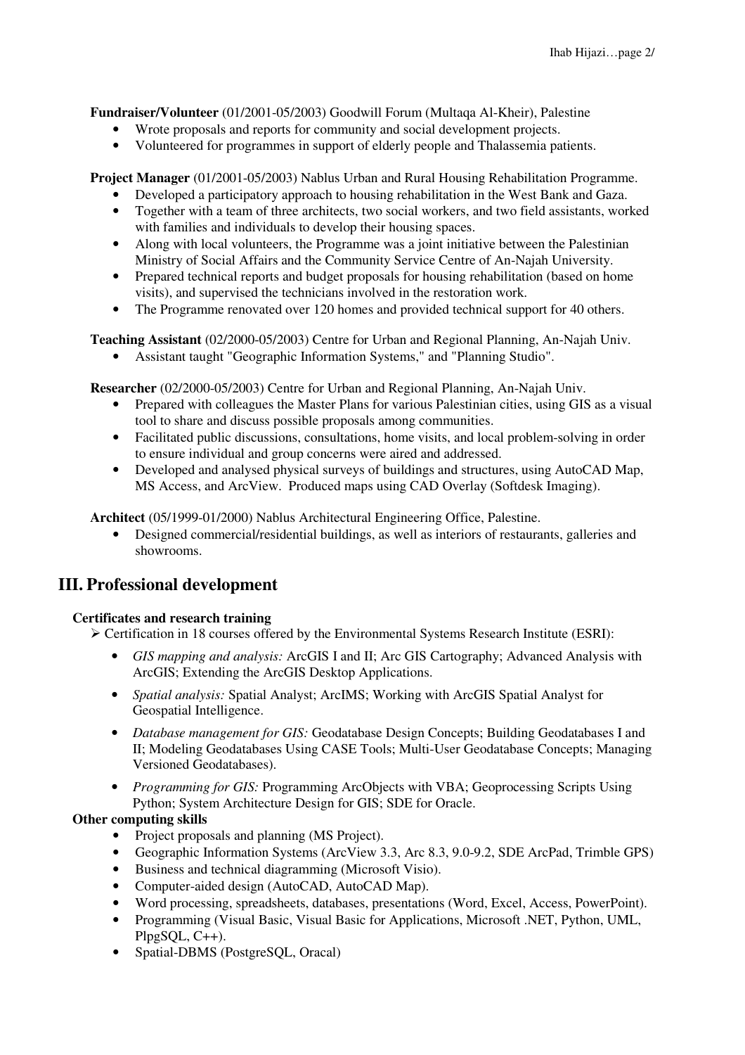**Fundraiser/Volunteer** (01/2001-05/2003) Goodwill Forum (Multaqa Al-Kheir), Palestine

- Wrote proposals and reports for community and social development projects.
- Volunteered for programmes in support of elderly people and Thalassemia patients.

**Project Manager** (01/2001-05/2003) Nablus Urban and Rural Housing Rehabilitation Programme.

- Developed a participatory approach to housing rehabilitation in the West Bank and Gaza.
- Together with a team of three architects, two social workers, and two field assistants, worked with families and individuals to develop their housing spaces.
- Along with local volunteers, the Programme was a joint initiative between the Palestinian Ministry of Social Affairs and the Community Service Centre of An-Najah University.
- Prepared technical reports and budget proposals for housing rehabilitation (based on home visits), and supervised the technicians involved in the restoration work.
- The Programme renovated over 120 homes and provided technical support for 40 others.

**Teaching Assistant** (02/2000-05/2003) Centre for Urban and Regional Planning, An-Najah Univ.

- Assistant taught "Geographic Information Systems," and "Planning Studio".

**Researcher** (02/2000-05/2003) Centre for Urban and Regional Planning, An-Najah Univ.

- Prepared with colleagues the Master Plans for various Palestinian cities, using GIS as a visual tool to share and discuss possible proposals among communities.
- Facilitated public discussions, consultations, home visits, and local problem-solving in order to ensure individual and group concerns were aired and addressed.
- Developed and analysed physical surveys of buildings and structures, using AutoCAD Map, MS Access, and ArcView. Produced maps using CAD Overlay (Softdesk Imaging).

**Architect** (05/1999-01/2000) Nablus Architectural Engineering Office, Palestine.

- Designed commercial/residential buildings, as well as interiors of restaurants, galleries and showrooms.

## III. Professional development

### Certificates and research training

➢ Certification in 18 courses offered by the Environmental Systems Research Institute (ESRI):

- *GIS mapping and analysis:* ArcGIS I and II; Arc GIS Cartography; Advanced Analysis with ArcGIS; Extending the ArcGIS Desktop Applications.
- *Spatial analysis:* Spatial Analyst; ArcIMS; Working with ArcGIS Spatial Analyst for Geospatial Intelligence.
- *Database management for GIS:* Geodatabase Design Concepts; Building Geodatabases I and II; Modeling Geodatabases Using CASE Tools; Multi-User Geodatabase Concepts; Managing Versioned Geodatabases).
- *Programming for GIS:* Programming ArcObjects with VBA; Geoprocessing Scripts Using Python; System Architecture Design for GIS; SDE for Oracle.

### Other computing skills

- Project proposals and planning (MS Project).
- Geographic Information Systems (ArcView 3.3, Arc 8.3, 9.0-9.2, SDE ArcPad, Trimble GPS)
- Business and technical diagramming (Microsoft Visio).
- Computer-aided design (AutoCAD, AutoCAD Map).
- Word processing, spreadsheets, databases, presentations (Word, Excel, Access, PowerPoint).
- Programming (Visual Basic, Visual Basic for Applications, Microsoft .NET, Python, UML, PlpgSQL, C++).
- Spatial-DBMS (PostgreSQL, Oracal)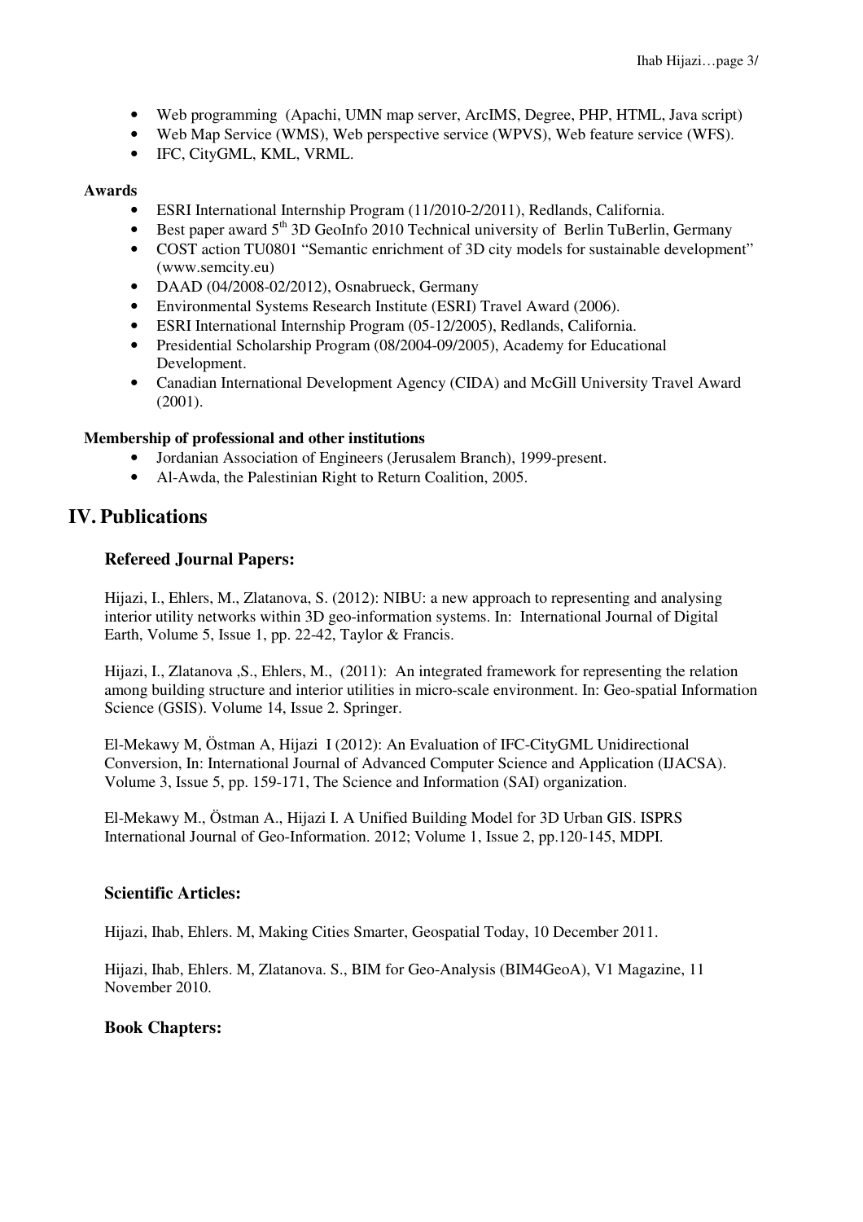- Web programming (Apachi, UMN map server, ArcIMS, Degree, PHP, HTML, Java script)
- Web Map Service (WMS), Web perspective service (WPVS), Web feature service (WFS).
- IFC, CityGML, KML, VRML.

**Awards**

- ESRI International Internship Program (11/2010-2/2011), Redlands, California.
- Best paper award 5th 3D GeoInfo 2010 Technical university of Berlin TuBerlin, Germany
- COST action TU0801 "Semantic enrichment of 3D city models for sustainable development" (www.semcity.eu)
- DAAD (04/2008-02/2012), Osnabrueck, Germany
- Environmental Systems Research Institute (ESRI) Travel Award (2006).
- ESRI International Internship Program (05-12/2005), Redlands, California.
- Presidential Scholarship Program (08/2004-09/2005), Academy for Educational Development.
- Canadian International Development Agency (CIDA) and McGill University Travel Award (2001).

**Membership of professional and other institutions**

- Jordanian Association of Engineers (Jerusalem Branch), 1999-present.
- Al-Awda, the Palestinian Right to Return Coalition, 2005.

## IV. Publications

### Refereed Journal Papers:

Hijazi, I., Ehlers, M., Zlatanova, S. (2012): NIBU: a new approach to representing and analysing interior utility networks within 3D geo-information systems. In: International Journal of Digital Earth, Volume 5, Issue 1, pp. 22-42, Taylor & Francis.

Hijazi, I., Zlatanova ,S., Ehlers, M., (2011): An integrated framework for representing the relation among building structure and interior utilities in micro-scale environment. In: Geo-spatial Information Science (GSIS). Volume 14, Issue 2. Springer.

El-Mekawy M, Östman A, Hijazi I (2012): An Evaluation of IFC-CityGML Unidirectional Conversion, In: International Journal of Advanced Computer Science and Application (IJACSA). Volume 3, Issue 5, pp. 159-171, The Science and Information (SAI) organization.

El-Mekawy M., Östman A., Hijazi I. A Unified Building Model for 3D Urban GIS. ISPRS International Journal of Geo-Information. 2012; Volume 1, Issue 2, pp.120-145, MDPI.

### Scientific Articles:

Hijazi, Ihab, Ehlers. M, Making Cities Smarter, Geospatial Today, 10 December 2011.

Hijazi, Ihab, Ehlers. M, Zlatanova. S., BIM for Geo-Analysis (BIM4GeoA), V1 Magazine, 11 November 2010.

### Book Chapters: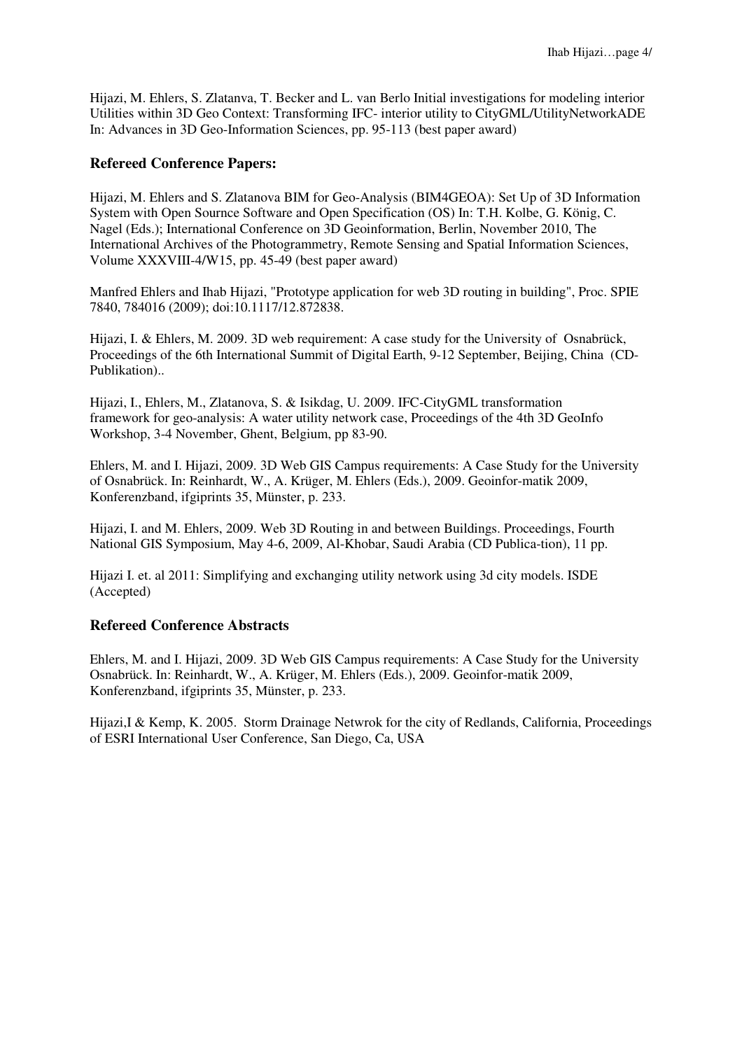Hijazi, M. Ehlers, S. Zlatanva, T. Becker and L. van Berlo Initial investigations for modeling interior Utilities within 3D Geo Context: Transforming IFC- interior utility to CityGML/UtilityNetworkADE In: Advances in 3D Geo-Information Sciences, pp. 95-113 (best paper award)

### Refereed Conference Papers:

Hijazi, M. Ehlers and S. Zlatanova BIM for Geo-Analysis (BIM4GEOA): Set Up of 3D Information System with Open Sournce Software and Open Specification (OS) In: T.H. Kolbe, G. König, C. Nagel (Eds.); International Conference on 3D Geoinformation, Berlin, November 2010, The International Archives of the Photogrammetry, Remote Sensing and Spatial Information Sciences, Volume XXXVIII-4/W15, pp. 45-49 (best paper award)

Manfred Ehlers and Ihab Hijazi, "Prototype application for web 3D routing in building", Proc. SPIE 7840, 784016 (2009); doi:10.1117/12.872838.

Hijazi, I. & Ehlers, M. 2009. 3D web requirement: A case study for the University of Osnabrück, Proceedings of the 6th International Summit of Digital Earth, 9-12 September, Beijing, China (CD-Publikation)..

Hijazi, I., Ehlers, M., Zlatanova, S. & Isikdag, U. 2009. IFC-CityGML transformation framework for geo-analysis: A water utility network case, Proceedings of the 4th 3D GeoInfo Workshop, 3-4 November, Ghent, Belgium, pp 83-90.

Ehlers, M. and I. Hijazi, 2009. 3D Web GIS Campus requirements: A Case Study for the University of Osnabrück. In: Reinhardt, W., A. Krüger, M. Ehlers (Eds.), 2009. Geoinfor-matik 2009, Konferenzband, ifgiprints 35, Münster, p. 233.

Hijazi, I. and M. Ehlers, 2009. Web 3D Routing in and between Buildings. Proceedings, Fourth National GIS Symposium, May 4-6, 2009, Al-Khobar, Saudi Arabia (CD Publica-tion), 11 pp.

Hijazi I. et. al 2011: Simplifying and exchanging utility network using 3d city models. ISDE (Accepted)

### Refereed Conference Abstracts

Ehlers, M. and I. Hijazi, 2009. 3D Web GIS Campus requirements: A Case Study for the University Osnabrück. In: Reinhardt, W., A. Krüger, M. Ehlers (Eds.), 2009. Geoinfor-matik 2009, Konferenzband, ifgiprints 35, Münster, p. 233.

Hijazi,I & Kemp, K. 2005. Storm Drainage Netwrok for the city of Redlands, California, Proceedings of ESRI International User Conference, San Diego, Ca, USA